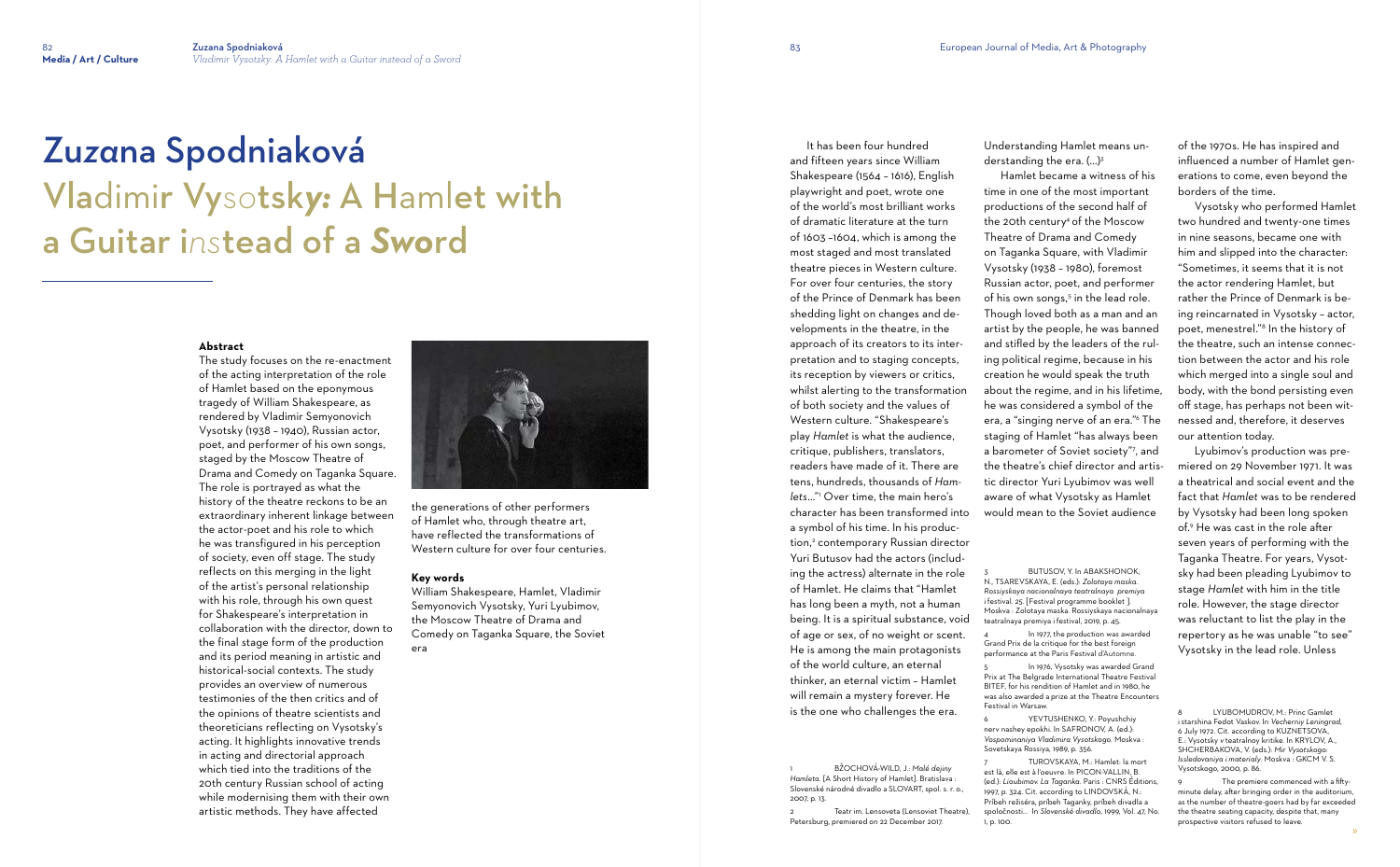# Zuzana Spodniaková

## Vladimir Vysotsky: A Hamlet with a Guitar instead of a Sword

**Abstract**

The study focuses on the re-enactment of the acting interpretation of the role of Hamlet based on the eponymous tragedy of William Shakespeare, as rendered by Vladimir Semyonovich Vysotsky (1938 – 1940), Russian actor, poet, and performer of his own songs, staged by the Moscow Theatre of Drama and Comedy on Taganka Square. The role is portrayed as what the history of the theatre reckons to be an extraordinary inherent linkage between the actor-poet and his role to which he was transfigured in his perception of society, even off stage. The study reflects on this merging in the light of the artist's personal relationship with his role, through his own quest for Shakespeare's interpretation in collaboration with the director, down to the final stage form of the production and its period meaning in artistic and historical-social contexts. The study provides an overview of numerous testimonies of the then critics and of the opinions of theatre scientists and theoreticians reflecting on Vysotsky's acting. It highlights innovative trends in acting and directorial approach which tied into the traditions of the 20th century Russian school of acting while modernising them with their own artistic methods. They have affected the generations of other performers of Hamlet who, through theatre art, have reflected the transformations of Western culture for over four centuries.

**Key words**

William Shakespeare, Hamlet, Vladimir Semyonovich Vysotsky, Yuri Lyubimov, the Moscow Theatre of Drama and Comedy on Taganka Square, the Soviet era

It has been four hundred and fifteen years since William Shakespeare (1564 – 1616), English playwright and poet, wrote one of the world's most brilliant works of dramatic literature at the turn of 1603 –1604, which is among the most staged and most translated theatre pieces in Western culture. For over four centuries, the story of the Prince of Denmark has been shedding light on changes and developments in the theatre, in the approach of its creators to its interpretation and to staging concepts, its reception by viewers or critics, whilst alerting to the transformation of both society and the values of Western culture. "Shakespeare's play *Hamlet* is what the audience, critique, publishers, translators, readers have made of it. There are tens, hundreds, thousands of *Hamlets*..."[1] Over time, the main hero's character has been transformed into a symbol of his time. In his production,[2] contemporary Russian director Yuri Butusov had the actors (including the actress) alternate in the role of Hamlet. He claims that "Hamlet has long been a myth, not a human being. It is a spiritual substance, void of age or sex, of no weight or scent. He is among the main protagonists of the world culture, an eternal thinker, an eternal victim – Hamlet will remain a mystery forever. He is the one who challenges the era. Understanding Hamlet means understanding the era. (...)[3]

Hamlet became a witness of his time in one of the most important productions of the second half of the 20th century[4] of the Moscow Theatre of Drama and Comedy on Taganka Square, with Vladimir Vysotsky (1938 – 1980), foremost Russian actor, poet, and performer of his own songs,[5] in the lead role. Though loved both as a man and an artist by the people, he was banned and stifled by the leaders of the ruling political regime, because in his creation he would speak the truth about the regime, and in his lifetime, he was considered a symbol of the era, a "singing nerve of an era."[6] The staging of Hamlet "has always been a barometer of Soviet society"[7], and the theatre's chief director and artistic director Yuri Lyubimov was well aware of what Vysotsky as Hamlet would mean to the Soviet audience of the 1970s. He has inspired and influenced a number of Hamlet generations to come, even beyond the borders of the time.

Vysotsky who performed Hamlet two hundred and twenty-one times in nine seasons, became one with him and slipped into the character: "Sometimes, it seems that it is not the actor rendering Hamlet, but rather the Prince of Denmark is being reincarnated in Vysotsky – actor, poet, menestrel."[8] In the history of the theatre, such an intense connection between the actor and his role which merged into a single soul and body, with the bond persisting even off stage, has perhaps not been witnessed and, therefore, it deserves our attention today.

Lyubimov's production was premiered on 29 November 1971. It was a theatrical and social event and the fact that *Hamlet* was to be rendered by Vysotsky had been long spoken of.[9] He was cast in the role after seven years of performing with the Taganka Theatre. For years, Vysotsky had been pleading Lyubimov to stage *Hamlet* with him in the title role. However, the stage director was reluctant to list the play in the repertory as he was unable "to see" Vysotsky in the lead role. Unless

---

1 BŽOCHOVÁ-WILD, J.: *Malé dejiny Hamleta.* [A Short History of Hamlet]. Bratislava : Slovenské národné divadlo a SLOVART, spol. s. r. o., 2007, p. 13.

2 Teatr im. Lensoveta (Lensoviet Theatre), Petersburg, premiered on 22 December 2017.

3 BUTUSOV, Y. In ABAKSHONOK, N., TSAREVSKAYA, E. (eds.): *Zolotaya maska. Rossiyskaya nacionalnaya teatralnaya premiya i festival. 25.* [Festival programme booklet ]. Moskva : Zolotaya maska. Rossiyskaya nacionalnaya teatralnaya premiya i festival, 2019, p. 45.

4 In 1977, the production was awarded Grand Prix de la critique for the best foreign performance at the Paris Festival d'Automne.

5 In 1976, Vysotsky was awarded Grand Prix at The Belgrade International Theatre Festival BITEF, for his rendition of Hamlet and in 1980, he was also awarded a prize at the Theatre Encounters Festival in Warsaw.

6 YEVTUSHENKO, Y.: Poyushchiy nerv nashey epokhi. In SAFRONOV, A. (ed.): *Vospominaniya Vladimira Vysotskogo.* Moskva : Sovetskaya Rossiya, 1989, p. 356.

7 TUROVSKAYA, M.: Hamlet: la mort est là, elle est à l'oeuvre. In PICON-VALLIN, B. (ed.): *Lioubimov. La Taganka.* Paris : CNRS Éditions, 1997, p. 324. Cit. according to LINDOVSKÁ, N.: Príbeh režiséra, príbeh Taganky, príbeh divadla a spoločnosti... In *Slovenské divadlo*, 1999, Vol. 47, No. 1, p. 100.

8 LYUBOMUDROV, M.: Princ Gamlet i starshina Fedot Vaskov. In *Vecherniy Leningrad*, 6 July 1972. Cit. according to KUZNETSOVA, E.: Vysotsky v teatralnoy kritike. In KRYLOV, A., SHCHERBAKOVA, V. (eds.): *Mir Vysotskogo: Issledovaniya i materialy.* Moskva : GKCM V. S. Vysotskogo, 2000, p. 86.

9 The premiere commenced with a fifty-minute delay, after bringing order in the auditorium, as the number of theatre-goers had by far exceeded the theatre seating capacity, despite that, many prospective visitors refused to leave.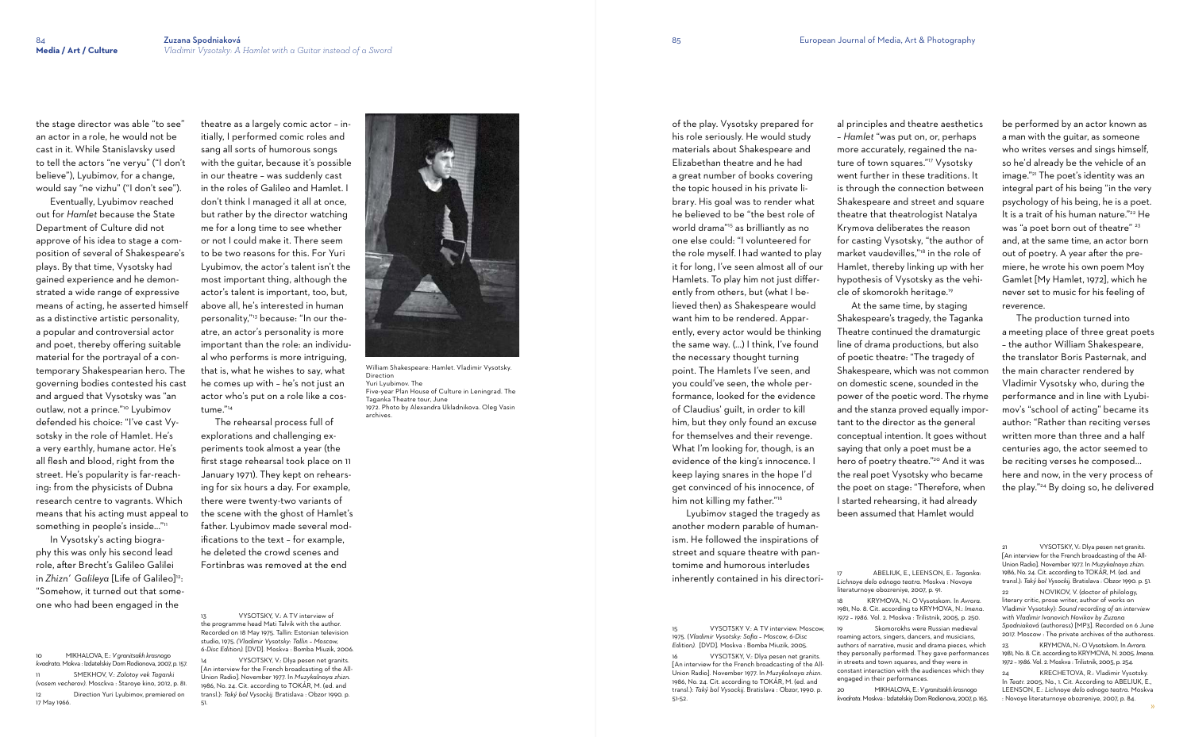the stage director was able "to see" an actor in a role, he would not be cast in it. While Stanislavsky used to tell the actors "ne veryu" ("I don't believe"), Lyubimov, for a change, would say "ne vizhu" ("I don't see").

Eventually, Lyubimov reached out for *Hamlet* because the State Department of Culture did not approve of his idea to stage a composition of several of Shakespeare's plays. By that time, Vysotsky had gained experience and he demonstrated a wide range of expressive means of acting, he asserted himself as a distinctive artistic personality, a popular and controversial actor and poet, thereby offering suitable material for the portrayal of a contemporary Shakespearian hero. The governing bodies contested his cast and argued that Vysotsky was "an outlaw, not a prince."[10] Lyubimov defended his choice: "I've cast Vysotsky in the role of Hamlet. He's a very earthly, humane actor. He's all flesh and blood, right from the street. He's popularity is far-reaching: from the physicists of Dubna research centre to vagrants. Which means that his acting must appeal to something in people's inside…"[11]

In Vysotsky's acting biography this was only his second lead role, after Brecht's Galileo Galilei in *Zhizn' Galileya* [Life of Galileo][12]: "Somehow, it turned out that someone who had been engaged in the theatre as a largely comic actor – initially, I performed comic roles and sang all sorts of humorous songs with the guitar, because it's possible in our theatre – was suddenly cast in the roles of Galileo and Hamlet. I don't think I managed it all at once, but rather by the director watching me for a long time to see whether or not I could make it. There seem to be two reasons for this. For Yuri Lyubimov, the actor's talent isn't the most important thing, although the actor's talent is important, too, but, above all, he's interested in human personality,"[13] because: "In our theatre, an actor's personality is more important than the role: an individual who performs is more intriguing, that is, what he wishes to say, what he comes up with – he's not just an actor who's put on a role like a costume."[14]

The rehearsal process full of explorations and challenging experiments took almost a year (the first stage rehearsal took place on 11 January 1971). They kept on rehearsing for six hours a day. For example, there were twenty-two variants of the scene with the ghost of Hamlet's father. Lyubimov made several modifications to the text – for example, he deleted the crowd scenes and Fortinbras was removed at the end of the play. Vysotsky prepared for his role seriously. He would study materials about Shakespeare and Elizabethan theatre and he had a great number of books covering the topic housed in his private library. His goal was to render what he believed to be "the best role of world drama"[15] as brilliantly as no one else could: "I volunteered for the role myself. I had wanted to play it for long, I've seen almost all of our Hamlets. To play him not just differently from others, but (what I believed then) as Shakespeare would want him to be rendered. Apparently, every actor would be thinking the same way. (…) I think, I've found the necessary thought turning point. The Hamlets I've seen, and you could've seen, the whole performance, looked for the evidence of Claudius' guilt, in order to kill him, but they only found an excuse for themselves and their revenge. What I'm looking for, though, is an evidence of the king's innocence. I keep laying snares in the hope I'd get convinced of his innocence, of him not killing my father."[16]

William Shakespeare: Hamlet. Vladimir Vysotsky. Direction Yuri Lyubimov. The Five-year Plan House of Culture in Leningrad. The Taganka Theatre tour, June 1972. Photo by Alexandra Ukladnikova. Oleg Vasin archives.

Lyubimov staged the tragedy as another modern parable of humanism. He followed the inspirations of street and square theatre with pantomime and humorous interludes inherently contained in his directorial principles and theatre aesthetics – *Hamlet* "was put on, or, perhaps more accurately, regained the nature of town squares."[17] Vysotsky went further in these traditions. It is through the connection between Shakespeare and street and square theatre that theatrologist Natalya Krymova deliberates the reason for casting Vysotsky, "the author of market vaudevilles,"[18] in the role of Hamlet, thereby linking up with her hypothesis of Vysotsky as the vehicle of skomorokh heritage.[19]

At the same time, by staging Shakespeare's tragedy, the Taganka Theatre continued the dramaturgic line of drama productions, but also of poetic theatre: "The tragedy of Shakespeare, which was not common on domestic scene, sounded in the power of the poetic word. The rhyme and the stanza proved equally important to the director as the general conceptual intention. It goes without saying that only a poet must be a hero of poetry theatre."[20] And it was the real poet Vysotsky who became the poet on stage: "Therefore, when I started rehearsing, it had already been assumed that Hamlet would be performed by an actor known as a man with the guitar, as someone who writes verses and sings himself, so he'd already be the vehicle of an image."[21] The poet's identity was an integral part of his being "in the very psychology of his being, he is a poet. It is a trait of his human nature."[22] He was "a poet born out of theatre" [23] and, at the same time, an actor born out of poetry. A year after the premiere, he wrote his own poem Moy Gamlet [My Hamlet, 1972], which he never set to music for his feeling of reverence.

The production turned into a meeting place of three great poets – the author William Shakespeare, the translator Boris Pasternak, and the main character rendered by Vladimir Vysotsky who, during the performance and in line with Lyubimov's "school of acting" became its author: "Rather than reciting verses written more than three and a half centuries ago, the actor seemed to be reciting verses he composed… here and now, in the very process of the play."[24] By doing so, he delivered

---

10 MIKHALOVA, E.: *V granitsakh krasnogo kvadrata*. Mokva : Izdatelskiy Dom Rodionova, 2007, p. 157.

11 SMEKHOV, V.: *Zolotoy vek Taganki (vosem vecherov)*. Mosckva : Staroye kino, 2012, p. 81.

12 Direction Yuri Lyubimov, premiered on 17 May 1966.

13 VYSOTSKY, V.: A TV interview of the programme head Mati Talvik with the author. Recorded on 18 May 1975. Tallin: Estonian television studio, 1975. *(Vladimir Vysotsky: Tallin – Moscow, 6-Disc Edition).* [DVD]. Moskva : Bomba Miuzik, 2006.

14 VYSOTSKY, V.: Dlya pesen net granits. [An interview for the French broadcasting of the All-Union Radio]. November 1977. In *Muzykalnaya zhizn*. 1986, No. 24. Cit. according to TOKÁR, M. (ed. and transl.): *Taký bol Vysockij*. Bratislava : Obzor 1990. p. 51.

15 VYSOTSKY V.: A TV interview. Moscow, 1975. (*Vladimir Vysotsky: Sofia – Moscow, 6-Disc Edition).* [DVD]. Moskva : Bomba Miuzik, 2005.

16 VYSOTSKY, V.: Dlya pesen net granits. [An interview for the French broadcasting of the All-Union Radio]. November 1977. In *Muzykalnaya zhizn*. 1986, No. 24. Cit. according to TOKÁR, M. (ed. and transl.): *Taký bol Vysockij*. Bratislava : Obzor, 1990. p. 51-52.

17 ABELIUK, E., LEENSON, E.: *Taganka: Lichnoye delo odnogo teatra*. Moskva : Novoye literaturnoye obozreniye, 2007, p. 91.

18 KRYMOVA, N.: O Vysotskom. In *Avrora*. 1981, No. 8. Cit. according to KRYMOVA, N.: *Imena. 1972 – 1986*. Vol. 2. Moskva : Trilistnik, 2005, p. 250.

19 Skomorokhs were Russian medieval roaming actors, singers, dancers, and musicians, authors of narrative, music and drama pieces, which they personally performed. They gave performances in streets and town squares, and they were in constant interaction with the audiences which they engaged in their performances.

20 MIKHALOVA, E.: *V granitsakh krasnogo kvadrata*. Moskva : Izdatelskiy Dom Rodionova, 2007, p. 163.

21 VYSOTSKY, V.: Dlya pesen net granits. [An interview for the French broadcasting of the All-Union Radio]. November 1977. In *Muzykalnaya zhizn*. 1986, No. 24. Cit. according to TOKÁR, M. (ed. and transl.): *Taký bol Vysockij*. Bratislava : Obzor 1990. p. 51.

22 NOVIKOV, V. (doctor of philology, literary critic, prose writer, author of works on Vladimir Vysotsky): *Sound recording of an interview with Vladimir Ivanovich Novikov by Zuzana Spodniaková* (authoress) [MP3]. Recorded on 6 June 2017. Moscow : The private archives of the authoress.

23 KRYMOVA, N.: O Vysotskom. In *Avrora*. 1981, No. 8. Cit. according to KRYMOVA, N. 2005. *Imena. 1972 – 1986*. Vol. 2. Moskva : Trilistnik, 2005, p. 254.

24 KRECHETOVA, R.: Vladimir Vysotsky. In *Teatr*. 2005, No., 1. Cit. according to ABELIUK, E., LEENSON, E.: *Lichnoye delo odnogo teatra*. Moskva : Novoye literaturnoye obozreniye, 2007, p. 84.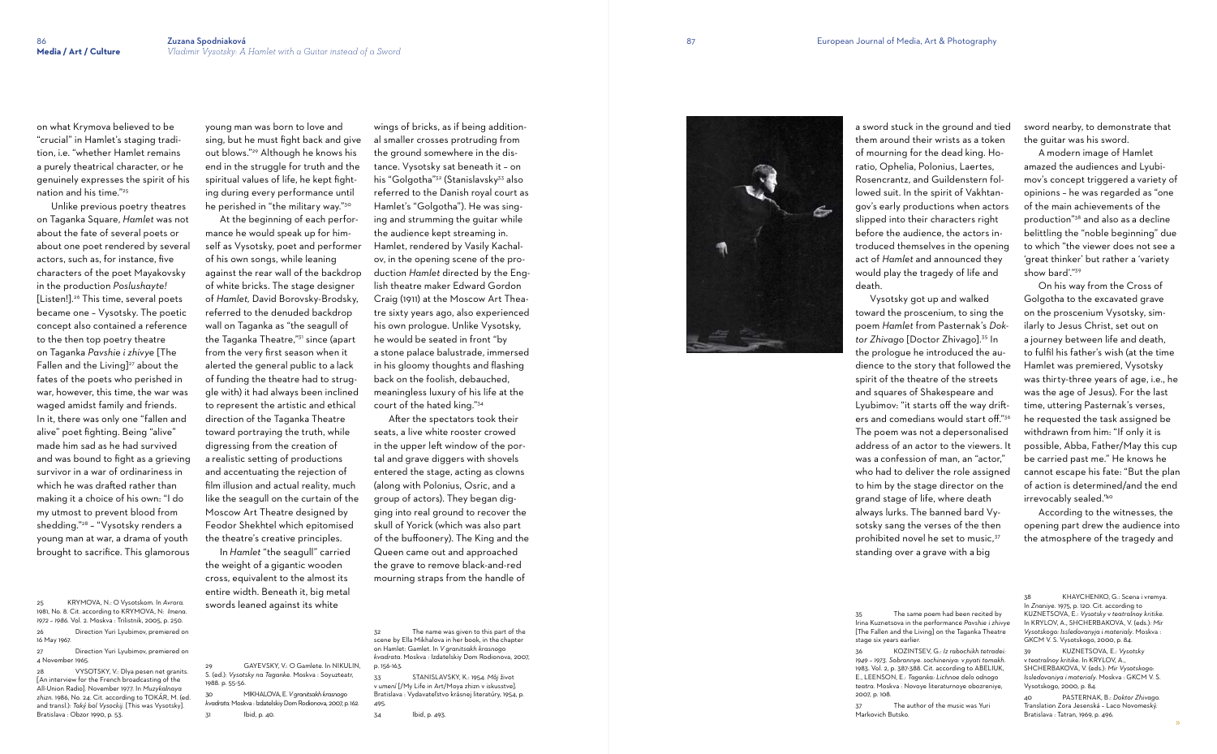on what Krymova believed to be "crucial" in Hamlet's staging tradition, i.e. "whether Hamlet remains a purely theatrical character, or he genuinely expresses the spirit of his nation and his time."[25]

Unlike previous poetry theatres on Taganka Square, *Hamlet* was not about the fate of several poets or about one poet rendered by several actors, such as, for instance, five characters of the poet Mayakovsky in the production *Poslushayte!* [Listen!].[26] This time, several poets became one – Vysotsky. The poetic concept also contained a reference to the then top poetry theatre on Taganka *Pavshie i zhivye* [The Fallen and the Living][27] about the fates of the poets who perished in war, however, this time, the war was waged amidst family and friends. In it, there was only one "fallen and alive" poet fighting. Being "alive" made him sad as he had survived and was bound to fight as a grieving survivor in a war of ordinariness in which he was drafted rather than making it a choice of his own: "I do my utmost to prevent blood from shedding."[28] – "Vysotsky renders a young man at war, a drama of youth brought to sacrifice. This glamorous young man was born to love and sing, but he must fight back and give out blows."[29] Although he knows his end in the struggle for truth and the spiritual values of life, he kept fighting during every performance until he perished in "the military way."[30]

At the beginning of each performance he would speak up for himself as Vysotsky, poet and performer of his own songs, while leaning against the rear wall of the backdrop of white bricks. The stage designer of *Hamlet*, David Borovsky-Brodsky, referred to the denuded backdrop wall on Taganka as "the seagull of the Taganka Theatre,"[31] since (apart from the very first season when it alerted the general public to a lack of funding the theatre had to struggle with) it had always been inclined to represent the artistic and ethical direction of the Taganka Theatre toward portraying the truth, while digressing from the creation of a realistic setting of productions and accentuating the rejection of film illusion and actual reality, much like the seagull on the curtain of the Moscow Art Theatre designed by Feodor Shekhtel which epitomised the theatre's creative principles.

In *Hamlet* "the seagull" carried the weight of a gigantic wooden cross, equivalent to the almost its entire width. Beneath it, big metal swords leaned against its white wings of bricks, as if being additional smaller crosses protruding from the ground somewhere in the distance. Vysotsky sat beneath it – on his "Golgotha"[32] (Stanislavsky[33] also referred to the Danish royal court as Hamlet's "Golgotha"). He was singing and strumming the guitar while the audience kept streaming in. Hamlet, rendered by Vasily Kachalov, in the opening scene of the production *Hamlet* directed by the English theatre maker Edward Gordon Craig (1911) at the Moscow Art Theatre sixty years ago, also experienced his own prologue. Unlike Vysotsky, he would be seated in front "by a stone palace balustrade, immersed in his gloomy thoughts and flashing back on the foolish, debauched, meaningless luxury of his life at the court of the hated king."[34]

After the spectators took their seats, a live white rooster crowed in the upper left window of the portal and grave diggers with shovels entered the stage, acting as clowns (along with Polonius, Osric, and a group of actors). They began digging into real ground to recover the skull of Yorick (which was also part of the buffoonery). The King and the Queen came out and approached the grave to remove black-and-red mourning straps from the handle of a sword stuck in the ground and tied them around their wrists as a token of mourning for the dead king. Horatio, Ophelia, Polonius, Laertes, Rosencrantz, and Guildenstern followed suit. In the spirit of Vakhtangov's early productions when actors slipped into their characters right before the audience, the actors introduced themselves in the opening act of *Hamlet* and announced they would play the tragedy of life and death.

Vysotsky got up and walked toward the proscenium, to sing the poem *Hamlet* from Pasternak's *Doktor Zhivago* [Doctor Zhivago].[35] In the prologue he introduced the audience to the story that followed the spirit of the theatre of the streets and squares of Shakespeare and Lyubimov: "it starts off the way drifters and comedians would start off."[36] The poem was not a depersonalised address of an actor to the viewers. It was a confession of man, an "actor," who had to deliver the role assigned to him by the stage director on the grand stage of life, where death always lurks. The banned bard Vysotsky sang the verses of the then prohibited novel he set to music,[37] standing over a grave with a big sword nearby, to demonstrate that the guitar was his sword.

A modern image of Hamlet amazed the audiences and Lyubimov's concept triggered a variety of opinions – he was regarded as "one of the main achievements of the production"[38] and also as a decline belittling the "noble beginning" due to which "the viewer does not see a 'great thinker' but rather a 'variety show bard'."[39]

On his way from the Cross of Golgotha to the excavated grave on the proscenium Vysotsky, similarly to Jesus Christ, set out on a journey between life and death, to fulfil his father's wish (at the time Hamlet was premiered, Vysotsky was thirty-three years of age, i.e., he was the age of Jesus). For the last time, uttering Pasternak's verses, he requested the task assigned be withdrawn from him: "If only it is possible, Abba, Father/May this cup be carried past me." He knows he cannot escape his fate: "But the plan of action is determined/and the end irrevocably sealed."[40]

According to the witnesses, the opening part drew the audience into the atmosphere of the tragedy and

---

25 KRYMOVA, N.: O Vysotskom. In *Avrora*. 1981, No. 8. Cit. according to KRYMOVA, N.: *Imena*. 1972 – 1986. Vol. 2. Moskva : Trilistnik, 2005, p. 250.

26 Direction Yuri Lyubimov, premiered on 16 May 1967.

27 Direction Yuri Lyubimov, premiered on 4 November 1965.

28 VYSOTSKY, V.: Dlya pesen net granits. [An interview for the French broadcasting of the All-Union Radio]. November 1977. In *Muzykalnaya zhizn*. 1986, No. 24. Cit. according to TOKÁR, M. (ed. and transl.): *Taký bol Vysockij*. [This was Vysotsky]. Bratislava : Obzor 1990, p. 53.

29 GAYEVSKY, V.: O Gamlete. In NIKULIN, S. (ed.): *Vysotsky na Taganke*. Moskva : Soyuzteatr, 1988. p. 55-56.

30 MIKHALOVA, E. *V granitsakh krasnogo kvadrata*. Moskva : Izdatelskiy Dom Rodionova, 2007, p. 162.

31 Ibid, p. 40.

32 The name was given to this part of the scene by Ella Mikhalova in her book, in the chapter on Hamlet: Gamlet. In *V granitsakh krasnogo kvadrata*. Moskva : Izdatelskiy Dom Rodionova, 2007, p. 156-163.

33 STANISLAVSKY, K.: 1954. *Môj život v umení* [/My Life in Art/Moya zhizn v iskusstve]. Bratislava : Vydavateľstvo krásnej literatúry, 1954, p. 495.

34 Ibid, p. 493.

35 The same poem had been recited by Irina Kuznetsova in the performance *Pavshie i zhivye* [The Fallen and the Living] on the Taganka Theatre stage six years earlier.

36 KOZINTSEV, G.: *Iz rabochikh tetradei: 1949 – 1973. Sobrannye. sochineniya: v pyati tomakh*. 1983, Vol. 2, p. 387-388. Cit. according to ABELIUK, E., LEENSON, E.: *Taganka: Lichnoe delo odnogo teatra*. Moskva : Novoye literaturnoye obozreniye, 2007, p. 108.

37 The author of the music was Yuri Markovich Butsko.

38 KHAYCHENKO, G.: Scena i vremya. In *Znaniye*. 1975, p. 120. Cit. according to KUZNETSOVA, E.: *Vysotsky v teatralnoy kritike*. In KRYLOV, A., SHCHERBAKOVA, V. (eds.): *Mir Vysotskogo: Issledovanyja i materialy*. Moskva : GKCM V. S. Vysotskogo, 2000, p. 84.

39 KUZNETSOVA, E.: *Vysotsky v teatralnoy kritike*. In KRYLOV, A., SHCHERBAKOVA, V. (eds.): *Mir Vysotskogo: Issledovaniya i materialy*. Moskva : GKCM V. S. Vysotskogo, 2000, p. 84.

40 PASTERNAK, B.: *Doktor Zhivago*. Translation Zora Jesenská – Laco Novomeský. Bratislava : Tatran, 1969, p. 496.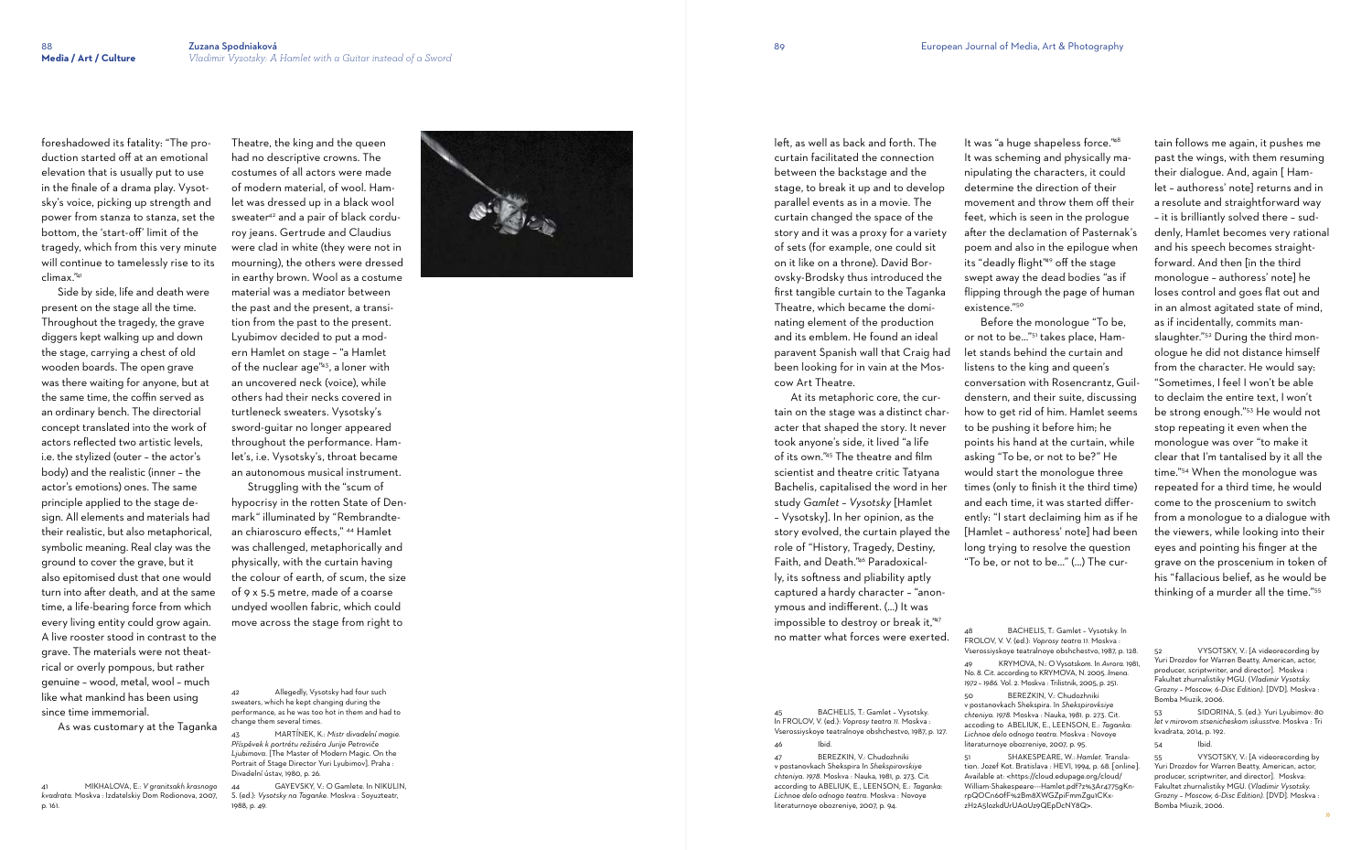foreshadowed its fatality: "The production started off at an emotional elevation that is usually put to use in the finale of a drama play. Vysotsky's voice, picking up strength and power from stanza to stanza, set the bottom, the 'start-off' limit of the tragedy, which from this very minute will continue to tamelessly rise to its climax."[41]

Side by side, life and death were present on the stage all the time. Throughout the tragedy, the grave diggers kept walking up and down the stage, carrying a chest of old wooden boards. The open grave was there waiting for anyone, but at the same time, the coffin served as an ordinary bench. The directorial concept translated into the work of actors reflected two artistic levels, i.e. the stylized (outer – the actor's body) and the realistic (inner – the actor's emotions) ones. The same principle applied to the stage design. All elements and materials had their realistic, but also metaphorical, symbolic meaning. Real clay was the ground to cover the grave, but it also epitomised dust that one would turn into after death, and at the same time, a life-bearing force from which every living entity could grow again. A live rooster stood in contrast to the grave. The materials were not theatrical or overly pompous, but rather genuine – wood, metal, wool – much like what mankind has been using since time immemorial.

As was customary at the Taganka Theatre, the king and the queen had no descriptive crowns. The costumes of all actors were made of modern material, of wool. Hamlet was dressed up in a black wool sweater[42] and a pair of black corduroy jeans. Gertrude and Claudius were clad in white (they were not in mourning), the others were dressed in earthy brown. Wool as a costume material was a mediator between the past and the present, a transition from the past to the present. Lyubimov decided to put a modern Hamlet on stage – "a Hamlet of the nuclear age"[43], a loner with an uncovered neck (voice), while others had their necks covered in turtleneck sweaters. Vysotsky's sword-guitar no longer appeared throughout the performance. Hamlet's, i.e. Vysotsky's, throat became an autonomous musical instrument.

Struggling with the "scum of hypocrisy in the rotten State of Denmark" illuminated by "Rembrandtean chiaroscuro effects," [44] Hamlet was challenged, metaphorically and physically, with the curtain having the colour of earth, of scum, the size of 9 x 5.5 metre, made of a coarse undyed woollen fabric, which could move across the stage from right to left, as well as back and forth. The curtain facilitated the connection between the backstage and the stage, to break it up and to develop parallel events as in a movie. The curtain changed the space of the story and it was a proxy for a variety of sets (for example, one could sit on it like on a throne). David Borovsky-Brodsky thus introduced the first tangible curtain to the Taganka Theatre, which became the dominating element of the production and its emblem. He found an ideal paravent Spanish wall that Craig had been looking for in vain at the Moscow Art Theatre.

At its metaphoric core, the curtain on the stage was a distinct character that shaped the story. It never took anyone's side, it lived "a life of its own."[45] The theatre and film scientist and theatre critic Tatyana Bachelis, capitalised the word in her study *Gamlet – Vysotsky* [Hamlet – Vysotsky]. In her opinion, as the story evolved, the curtain played the role of "History, Tragedy, Destiny, Faith, and Death."[46] Paradoxically, its softness and pliability aptly captured a hardy character – "anonymous and indifferent. (…) It was impossible to destroy or break it,"[47] no matter what forces were exerted. It was "a huge shapeless force."[48] It was scheming and physically manipulating the characters, it could determine the direction of their movement and throw them off their feet, which is seen in the prologue after the declamation of Pasternak's poem and also in the epilogue when its "deadly flight"[49] off the stage swept away the dead bodies "as if flipping through the page of human existence."[50]

Before the monologue "To be, or not to be…"[51] takes place, Hamlet stands behind the curtain and listens to the king and queen's conversation with Rosencrantz, Guildenstern, and their suite, discussing how to get rid of him. Hamlet seems to be pushing it before him; he points his hand at the curtain, while asking "To be, or not to be?" He would start the monologue three times (only to finish it the third time) and each time, it was started differently: "I start declaiming him as if he [Hamlet – authoress' note] had been long trying to resolve the question "To be, or not to be…" (…) The curtain follows me again, it pushes me past the wings, with them resuming their dialogue. And, again [ Hamlet – authoress' note] returns and in a resolute and straightforward way – it is brilliantly solved there – suddenly, Hamlet becomes very rational and his speech becomes straightforward. And then [in the third monologue – authoress' note] he loses control and goes flat out and in an almost agitated state of mind, as if incidentally, commits manslaughter."[52] During the third monologue he did not distance himself from the character. He would say: "Sometimes, I feel I won't be able to declaim the entire text, I won't be strong enough."[53] He would not stop repeating it even when the monologue was over "to make it clear that I'm tantalised by it all the time."[54] When the monologue was repeated for a third time, he would come to the proscenium to switch from a monologue to a dialogue with the viewers, while looking into their eyes and pointing his finger at the grave on the proscenium in token of his "fallacious belief, as he would be thinking of a murder all the time."[55]

---

41 MIKHALOVA, E.: *V granitsakh krasnogo kvadrata*. Moskva : Izdatelskiy Dom Rodionova, 2007, p. 161.

42 Allegedly, Vysotsky had four such sweaters, which he kept changing during the performance, as he was too hot in them and had to change them several times.

43 MARTÍNEK, K.: *Mistr divadelní magie. Příspěvek k portrétu režiséra Jurije Petroviče Ljubimova*. [The Master of Modern Magic. On the Portrait of Stage Director Yuri Lyubimov]. Praha : Divadelní ústav, 1980, p. 26.

44 GAYEVSKY, V.: O Gamlete. In NIKULIN, S. (ed.): *Vysotsky na Taganke*. Moskva : Soyuzteatr, 1988, p. 49.

45 BACHELIS, T.: Gamlet – Vysotsky. In FROLOV, V. (ed.): *Voprosy teatra 11*. Moskva : Vserossiyskoye teatralnoye obshchestvo, 1987, p. 127.

46 Ibid.

47 BEREZKIN, V.: Chudozhniki v postanovkach Shekspira In *Shekspirovskiye chteniya. 1978*. Moskva : Nauka, 1981, p. 273. Cit. according to ABELIUK, E., LEENSON, E.: *Taganka: Lichnoe delo odnogo teatra*. Moskva : Novoye literaturnoye obozreniye, 2007, p. 94.

48 BACHELIS, T.: Gamlet – Vysotsky. In FROLOV, V. V. (ed.): *Voprosy teatra 11*. Moskva : Vserossiyskoye teatralnoye obshchestvo, 1987, p. 128.

49 KRYMOVA, N.: O Vysotskom. In *Avrora*. 1981, No. 8. Cit. according to KRYMOVA, N. 2005. *Imena. 1972 – 1986*. Vol. 2. Moskva : Trilistnik, 2005, p. 251.

50 BEREZKIN, V.: Chudozhniki v postanovkach Shekspira. In *Shekspirovskiye chteniya. 1978*. Moskva : Nauka, 1981. p. 273. Cit. accoding to ABELIUK, E., LEENSON, E.: *Taganka: Lichnoe delo odnogo teatra*. Moskva : Novoye literaturnoye obozreniye, 2007, p. 95.

51 SHAKESPEARE, W.: *Hamlet*. Translation. Jozef Kot. Bratislava : HEVI, 1994, p. 68. [online]. Available at: <https://cloud.edupage.org/cloud/William-Shakespeare---Hamlet.pdf?z%3Ar4775gKnrpQOCn6ofF%2Bm8XWGZpiFmmZgu1CKxzH2A5lozkdUrUA0Uz9QEpDcNY8Q>.

52 VYSOTSKY, V.: [A videorecording by Yuri Drozdov for Warren Beatty, American, actor, producer, scriptwriter, and director]. Moskva : Fakultet zhurnalistiky MGU. (*Vladimir Vysotsky. Grozny – Moscow, 6-Disc Edition*). [DVD]. Moskva : Bomba Miuzik, 2006.

53 SIDORINA, S. (ed.): *Yuri Lyubimov: 80 let v mirovom stsenicheskom iskusstve*. Moskva : Tri kvadrata, 2014, p. 192.

54 Ibid.

55 VYSOTSKY, V.: [A videorecording by Yuri Drozdov for Warren Beatty, American, actor, producer, scriptwriter, and director]. Moskva: Fakultet zhurnalistiky MGU. (*Vladimir Vysotsky. Grozny – Moscow, 6-Disc Edition*). [DVD]. Moskva : Bomba Miuzik, 2006.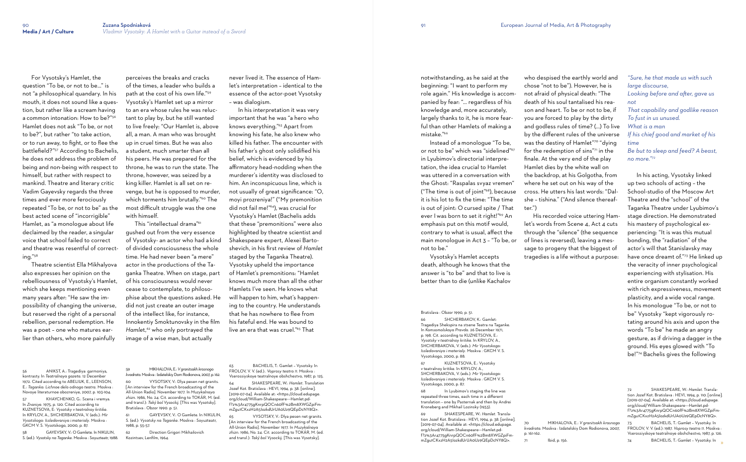For Vysotsky's Hamlet, the question "To be, or not to be…" is not "a philosophical quandary. In his mouth, it does not sound like a question, but rather like a scream having a common intonation: How to be?"[56] Hamlet does not ask "To be, or not to be?", but rather "to take action, or to run away, to fight, or to flee the battlefield?"[57] According to Bachelis, he does not address the problem of being and non-being with respect to himself, but rather with respect to mankind. Theatre and literary critic Vadim Gayevsky regards the three times and ever more ferociously repeated "To be, or not to be" as the best acted scene of "incorrigible" Hamlet, as "a monologue about life declaimed by the reader, a singular voice that school failed to correct and theatre was resentful of correcting."[58]

Theatre scientist Ella Mikhalyova also expresses her opinion on the rebelliousness of Vysotsky's Hamlet, which she keeps mentioning even many years after: "He saw the impossibility of changing the universe, but reserved the right of a personal rebellion, personal redemption. He was a poet – one who matures earlier than others, who more painfully perceives the breaks and cracks of the times, a leader who builds a path at the cost of his own life."[59] Vysotsky's Hamlet set up a mirror to an era whose rules he was reluctant to play by, but he still wanted to live freely: "Our Hamlet is, above all, a man. A man who was brought up in cruel times. But he was also a student, much smarter than all his peers. He was prepared for the throne, he was to run the state. The throne, however, was seized by a king killer. Hamlet is all set on revenge, but he is opposed to murder, which torments him brutally."[60] The most difficult struggle was the one with himself.

This "intellectual drama"[61] gushed out from the very essence of Vysotsky- an actor who had a kind of divided consciousness the whole time. He had never been "a mere" actor in the productions of the Taganka Theatre. When on stage, part of his consciousness would never cease to contemplate, to philosophise about the questions asked. He did not just create an outer image of the intellect like, for instance, Innokentiy Smoktunovsky in the film *Hamlet*,[62] who only portrayed the image of a wise man, but actually never lived it. The essence of Hamlet's interpretation – identical to the essence of the actor-poet Vysotsky – was dialogism.

In his interpretation it was very important that he was "a hero who knows everything."[63] Apart from knowing his fate, he also knew who killed his father. The encounter with his father's ghost only solidified his belief, which is evidenced by his affirmatory head-nodding when the murderer's identity was disclosed to him. An inconspicuous line, which is not usually of great significance: "O, moyi prozreniya!" ("My premonition did not fail me!"[64]), was crucial for Vysotsky's Hamlet (Bachelis adds that these "premonitions" were also highlighted by theatre scientist and Shakespeare expert, Alexei Bartoshevich, in his first review of *Hamlet* staged by the Taganka Theatre). Vysotsky upheld the importance of Hamlet's premonitions: "Hamlet knows much more than all the other Hamlets I've seen. He knows what will happen to him, what's happening to the country. He understands that he has nowhere to flee from his fateful end. He was bound to live an era that was cruel."[65] That notwithstanding, as he said at the beginning: "I want to perform my role again." His knowledge is accompanied by fear: "… regardless of his knowledge and, more accurately, largely thanks to it, he is more fearful than other Hamlets of making a mistake."[66]

Instead of a monologue "To be, or not to be" which was "sidelined"[67] in Lyubimov's directorial interpretation, the idea crucial to Hamlet was uttered in a conversation with the Ghost: "Raspalas svyaz vremen" ("The time is out of joint"[68]), because it is his lot to fix the time: "The time is out of joint: O cursed spite / That ever I was born to set it right!"[69] An emphasis put on this motif would, contrary to what is usual, affect the main monologue in Act 3 – "To be, or not to be."

Vysotsky's Hamlet accepts death, although he knows that the answer is "to be" and that to live is better than to die (unlike Kachalov who despised the earthly world and chose "not to be"). However, he is not afraid of physical death: "The death of his soul tantalised his reason and heart. To be or not to be, if you are forced to play by the dirty and godless rules of time? (…) To live by the different rules of the universe was the destiny of Hamlet"[70] "dying for the redemption of sins"[71] in the finale. At the very end of the play Hamlet dies by the white wall on the backdrop, at his Golgotha, from where he set out on his way of the cross. He utters his last words: "Dalshe – tishina." ("And silence thereafter.")

His recorded voice uttering Hamlet's words from Scene 4, Act 4 cuts through the "silence" (the sequence of lines is reversed), leaving a message to progeny that the biggest of tragedies is a life without a purpose:

*"Sure, he that made us with such large discourse,*
*Looking before and after, gave us not*
*That capability and godlike reason*
*To fust in us unused.*
*What is a man*
*If his chief good and market of his time*
*Be but to sleep and feed? A beast, no more."*[72]

In his acting, Vysotsky linked up two schools of acting – the School-studio of the Moscow Art Theatre and the "school" of the Taganka Theatre under Lyubimov's stage direction. He demonstrated his mastery of psychological experiencing: "It was this mutual bonding, the "radiation" of the actor's will that Stanislavsky may have once dreamt of."[73] He linked up the veracity of inner psychological experiencing with stylisation. His entire organism constantly worked with rich expressiveness, movement plasticity, and a wide vocal range. In his monologue "To be, or not to be" Vysotsky "kept vigorously rotating around his axis and upon the words "To be" he made an angry gesture, as if driving a dagger in the ground. His eyes glowed with "To be!"[74] Bachelis gives the following

---

56 ANIKST, A.: Tragediya: garmoniya, kontrasty. In *Teatralnaya gazeta*. 12 December 1972. Cited according to ABELIUK, E., LEENSON, E.: *Taganka: Lichnoe delo odnogo teatra*. Moskva : Novoye literaturnoe obozreniye, 2007, p. 103-104.

57 KHAYCHENKO, G.: Scena i vremya. In *Znaniye*. 1975, p. 120. Cited according to KUZNETSOVA, E.: *Vysotsky v teatralnoy kritike*. In KRYLOV, A., SHCHERBAKOVA, V. (eds.): *Mir Vysotskogo: Issledovaniya i materialy*. Moskva : GKCM V. S. Vysotskogo, 2000, p. 87.

58 GAYEVSKY, V.: O Gamlete. In NIKULIN, S. (ed.): *Vysotsky na Taganke*. Moskva : Soyuzteatr, 1988.

59 MIKHALOVA, E.: *V granitsakh krasnogo kvadrata*. Moskva : Izdatelskiy Dom Rodionova, 2007, p. 162.

60 VYSOTSKY, V.: Dlya pesen net granits. [An interview for the French broadcasting of the All-Union Radio]. November 1977. In *Muzykalnaya zhizn*. 1986, No. 24. Cit. according to TOKÁR, M. (ed. and transl.): *Taký bol Vysockij*. [This was Vysotsky]. Bratislava : Obzor 1990. p. 51.

61 GAYEVSKY, V.: O Gamlete. In NIKULIN, S. (ed.): *Vysotsky na Taganke*. Moskva : Soyuzteatr, 1988, p. 55-57.

62 Direction Grigori Mikhailovich Kozintsev, Lenfilm, 1964.

63 BACHELIS, T.: Gamlet – Vysotsky. In FROLOV, V. V. (ed.): *Voprosy teatra 11*. Moskva : Vserossiyskoye teatralnoye obshchestvo, 1987, p. 125.

64 SHAKESPEARE, W.: *Hamlet*. Translation Jozef Kot. Bratislava : HEVI, 1994, p. 38. [online]. [2019-07-04]. Available at: <https://cloud.edupage.org/cloud/William-Shakespeare---Hamlet.pdf?z%3Ar4775gKnrpQOCn60fF%2Bm8XWGZpiFmmZgu1CKxzH2A5lozkdUrUA0Uz9QEpDcNY8Q>.

65 VYSOTSKY, V.: Dlya pesen net granits. [An interview for the French broadcasting of the All-Union Radio]. November 1977. In *Muzykalnaya zhizn*. 1986, No. 24. Cit. according to TOKÁR, M. (ed. and transl.): *Taký bol Vysockij*. [This was Vysotsky]. Bratislava : Obzor 1990, p. 51.

66 SHCHERBAKOV, K.: Gamlet: Tragediya Shekspira na stsene Teatra na Taganke. In *Komsomolskaya Pravda*. 26 December 1971, p. 198. Cit. according to KUZNETSOVA, E.: *Vysotsky v teatralnoy kritike*. In KRYLOV, A., SHCHERBAKOVA, V. (eds.): *Mir Vysotskogo: Issledovaniya i materialy*. Moskva : GKCM V. S. Vysotskogo, 2000, p. 88.

67 KUZNETSOVA, E.: Vysotsky v teatralnoy kritike. In KRYLOV, A., SHCHERBAKOVA, V. (eds.): *Mir Vysotskogo: Issledovaniya i materialy*. Moskva : GKCM V. S. Vysotskogo, 2000, p. 87.

68 In Lyubimov's staging the line was repeated three times, each time in a different translation – one by Pasternak and then by Andrei Kroneberg and Mikhail Lozinsky (1933).

69 SHAKESPEARE, W.: *Hamlet*. Translation Jozef Kot. Bratislava : HEVI, 1994, p. 38. [online]. [2019-07-04]. Available at: <https://cloud.edupage.org/cloud/William-Shakespeare---Hamlet.pdf?z%3Ar4775gKnrpQOCn60fF%2Bm8XWGZpiFmmZgu1CKxzH2A5lozkdUrUA0Uz9QEpDcNY8Q>.

70 MIKHALOVA, E.: *V granitsakh krasnogo kvadrata*. Moskva : Izdatelskiy Dom Rodionova, 2007, p. 161-162.

71 Ibid, p. 156.

72 SHAKESPEARE, W.: *Hamlet*. Translation Jozef Kot. Bratislava : HEVI, 1994, p. 110. [online]. [2019-07-04]. Available at: <https://cloud.edupage.org/cloud/William-Shakespeare---Hamlet.pdf?z%3Ar4775gKnrpQOCn60fF%2Bm8XWGZpiFmmZgu1CKxzH2A5lozkdUrUA0Uz9QEpDcNY8Q>.

73 BACHELIS, T.: Gamlet – Vysotsky. In FROLOV, V. V. (ed.): 1987. *Voprosy teatra 11*. Moskva : Vserossiyskoye teatralnoye obshchestvo, 1987, p. 126.

74 BACHELIS, T.: Gamlet – Vysotsky. In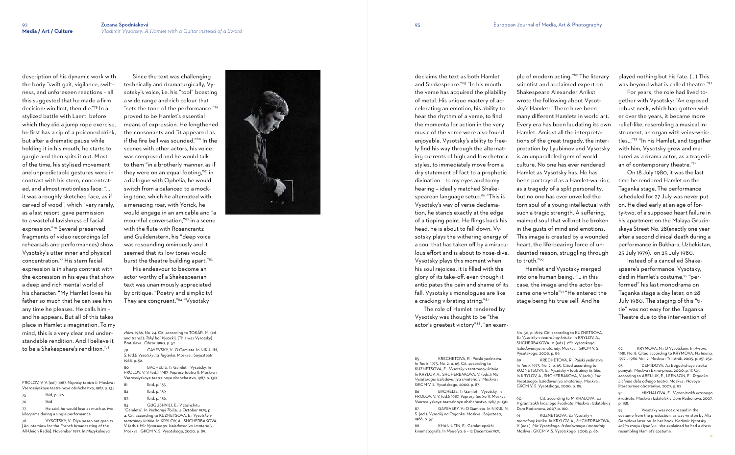description of his dynamic work with the body "swift gait, vigilance, swiftness, and unforeseen reactions – all this suggested that he made a firm decision: win first, then die."[75] In a stylized battle with Laert, before which they did a jump rope exercise, he first has a sip of a poisoned drink, but after a dramatic pause while holding it in his mouth, he starts to gargle and then spits it out. Most of the time, his stylised movement and unpredictable gestures were in contrast with his stern, concentrated, and almost motionless face: "... it was a roughly sketched face, as if carved of wood", which "very rarely, as a last resort, gave permission to a wasteful lavishness of facial expression."[76] Several preserved fragments of video recordings (of rehearsals and performances) show Vysotsky's utter inner and physical concentration.[77] His stern facial expression is in sharp contrast with the expression in his eyes that show a deep and rich mental world of his character: "My Hamlet loves his father so much that he can see him any time he pleases. He calls him – and he appears. But all of this takes place in Hamlet's imagination. To my mind, this is a very clear and understandable rendition. And I believe it to be a Shakespeare's rendition."[78]

Since the text was challenging technically and dramaturgically, Vysotsky's voice, i.e. his "tool" boasting a wide range and rich colour that "sets the tone of the performance,"[79] proved to be Hamlet's essential means of expression. He lengthened the consonants and "it appeared as if the fire bell was sounded."[80] In the scenes with other actors, his voice was composed and he would talk to them "in a brotherly manner, as if they were on an equal footing,"[81] in a dialogue with Ophelia, he would switch from a balanced to a mocking tone, which he alternated with a menacing roar, with Yorick, he would engage in an amicable and "a mournful conversation,"[82] in a scene with the flute with Rosencrantz and Guildenstern, his "deep voice was resounding ominously and it seemed that its low tones would burst the theatre building apart."[83]

His endeavour to become an actor worthy of a Shakespearian text was unanimously appreciated by critique: "Poetry and simplicity! They are congruent."[84] "Vysotsky declaims the text as both Hamlet and Shakespeare."[85] "In his mouth, the verse has acquired the pliability of metal. His unique mastery of accelerating an emotion, his ability to hear the rhythm of a verse, to find the momenta for action in the very music of the verse were also found enjoyable. Vysotsky's ability to freely find his way through the alternating currents of high and low rhetoric styles, to immediately move from a dry statement of fact to a prophetic divination – to my eyes and to my hearing – ideally matched Shakespearean language setup.[86] "This is Vysotsky's way of verse declamation, he stands exactly at the edge of a tipping point. He flings back his head, he is about to fall down. Vysotsky plays the withering energy of a soul that has taken off by a miraculous effort and is about to nose-dive. Vysotsky plays this moment when his soul rejoices, it is filled with the glory of its take-off, even though it anticipates the pain and shame of its fall. Vysotsky's monologues are like a cracking vibrating string."[87]

The role of Hamlet rendered by Vysotsky was thought to be "the actor's greatest victory"[88]; "an example of modern acting."[89] The literary scientist and acclaimed expert on Shakespeare Alexander Anikst wrote the following about Vysotsky's Hamlet: "There have been many different Hamlets in world art. Every era has been laudating its own Hamlet. Amidst all the interpretations of the great tragedy, the interpretation by Lyubimov and Vysotsky is an unparalleled gem of world culture. No one has ever rendered Hamlet as Vysotsky has. He has been portrayed as a Hamlet-warrior, as a tragedy of a split personality, but no one has ever unveiled the torn soul of a young intellectual with such a tragic strength. A suffering, maimed soul that will not be broken in the gusts of mind and emotions. This image is created by a wounded heart, the life-bearing force of undaunted reason, struggling through to truth."[90]

Hamlet and Vysotsky merged into one human being: "... in this case, the image and the actor became one whole"[91] "He entered the stage being his true self. And he played nothing but his fate. (...) This was beyond what is called theatre."[92]

For years, the role had lived together with Vysotsky: "An exposed robust neck, which had gotten wider over the years, it became more relief-like, resembling a musical instrument, an organ with veins-whistles..."[93] "In his Hamlet, and together with him, Vysotsky grew and matured as a drama actor, as a tragedian of contemporary theatre."[94]

On 18 July 1980, it was the last time he rendered Hamlet on the Taganka stage. The performance scheduled for 27 July was never put on. He died early at an age of forty-two, of a supposed heart failure in his apartment on the Malaya Gruzinskaya Street No. 28(exactly one year after a second clinical death during a performance in Bukhara, Uzbekistan, 25 July 1979), on 25 July 1980.

Instead of a cancelled Shakespeare's performance, Vysotsky, clad in Hamlet's costume,[95] "performed" his last monodrama on Taganka stage a day later, on 28 July 1980. The staging of this "title" was not easy for the Taganka Theatre due to the intervention of

---

FROLOV, V. V. (ed.): 1987. *Voprosy teatra 11*. Moskva : Vserossiyskoye teatralnoye obshchestvo, 1987, p. 134.

75 Ibid, p. 126.

76 Ibid.

77 He said, he would lose as much as two kilograms during a single performance.

78 VYSOTSKY, V.: Dlya pesen net granits. [An interview for the French broadcasting of the All-Union Radio]. November 1977. In *Muzykalnaya zhizn*. 1986, No. 24. Cit. according to TOKÁR, M. (ed. and transl.): *Taký bol Vysockij*. [This was Vysotsky]. Bratislava : Obzor 1990, p. 52.

79 GAYEVSKY, V.: O Gamlete. In NIKULIN, S. (ed.): *Vysotsky na Taganke*. Moskva : Soyuzteatr, 1988, p. 52.

80 BACHELIS, T.: Gamlet – Vysotsky. In FROLOV, V. V. (ed.): 1987. *Voprosy teatra 11*. Moskva : Vserossiyskoye teatralnoye obshchestvo, 1987, p. 130.

81 Ibid, p. 135.

82 Ibid, p. 139.

83 Ibid, p. 136.

84 GUGUSHVILI, E.: V zashchitu "Gamleta". In *Vechernyi Tbilisi*. 4 October 1979, p. 4. Cit. according to KUZNETSOVA, E.: *Vysotsky v teatralnoy kritike*. In KRYLOV, A., SHCHERBAKOVA, V. (eds.): *Mir Vysotskogo: Issledovaniya i materialy*. Moskva : GKCM V. S. Vysotskogo, 2000, p. 89.

85 KRECHETOVA, R.: Poiski yedinstva. In *Teatr*. 1973, No. 2, p. 65. Cit. according to KUZNETSOVA, E.: *Vysotsky v teatralnoy kritike*. In KRYLOV, A., SHCHERBAKOVA, V. (eds.): *Mir Vysotskogo: Issledovaniya i materialy*. Moskva : GKCM V. S. Vysotskogo, 2000, p. 87.

86 BACHELIS, T.: Gamlet – Vysotsky. In FROLOV, V. V. (ed.): 1987. *Voprosy teatra 11*. Moskva : Vserossiyskoye teatralnoye obshchestvo, 1987, p. 130.

87 GAYEVSKY, V.: O Gamlete. In NIKULIN, S. (ed.): *Vysocky na Taganke*. Moskva : Sojuzteatr, 1988, p. 57.

88 KHANIUTIN, E.: Gamlet epokhi kinematografa. In *Nedelya*. 6 – 12 December1971, No. 50, p. 18-19. Cit. according to KUZNETSOVA, E.: *Vysotsky v teatralnoy kritike*. In KRYLOV, A., SHCHERBAKOVA, V. (eds.): *Mir Vysotskogo: Issledovaniya i materialy*. Moskva : GKCM V. S. Vysotskogo, 2000, p. 89.

89 KRECHETOVA, R.: Poiski yedinstva. In *Teatr*. 1973, No. 2, p. 65. Cited according to KUZNETSOVA, E.: *Vysotsky v teatralnoy kritike*. In KRYLOV, A., SHCHERBAKOVA, V. (eds.): *Mir Vysotskogo: Issledovaniya i materialy*. Moskva : GKCM V. S. Vysotskogo, 2000, p. 89.

90 Cit, according to MIKHALOVA, E.: *V granitsakh krasnogo kvadrata*. Moskva : Izdatelskiy Dom Rodionova, 2007, p. 160.

91 KUZNETSOVA, E.: *Vysotsky v teatralnoy kritike*. In KRYLOV, A., SHCHERBAKOVA, V. (eds.): *Mir Vysotskogo: Issledovaniya i materialy*. Moskva : GKCM V. S. Vysotskogo, 2000, p. 86.

92 KRYMOVA, N.: O Vysotskom. In *Avrora*. 1981, No. 8. Cited according to KRYMOVA, N.: *Imena*. 1972 – 1986. Vol. 2. Moskva : Trilistnik, 2005, p. 251-252.

93 DEMIDOVA, A.: Begushchaya stroka pamyati. Moskva : Exmo-press, 2000. p. 17. Cit. according to ABELIUK, E., LEENSON, E.: *Taganka: Lichnoe delo odnogo teatra*. Moskva : Novoye literaturnoe obozreniye, 2007, p. 92.

94 MIKHALOVA, E.: *V granitsakh krasnogo kvadrata*. Moskva : Izdatelskiy Dom Rodionova, 2007, p. 158.

95 Vysotsky was not dressed in the costume from the production, as was written by Alla Demidova later on. In her book *Vladimir Vysotsky, kakim znayu i lyublyu...* she explained he had a dress resembling Hamlet's costume.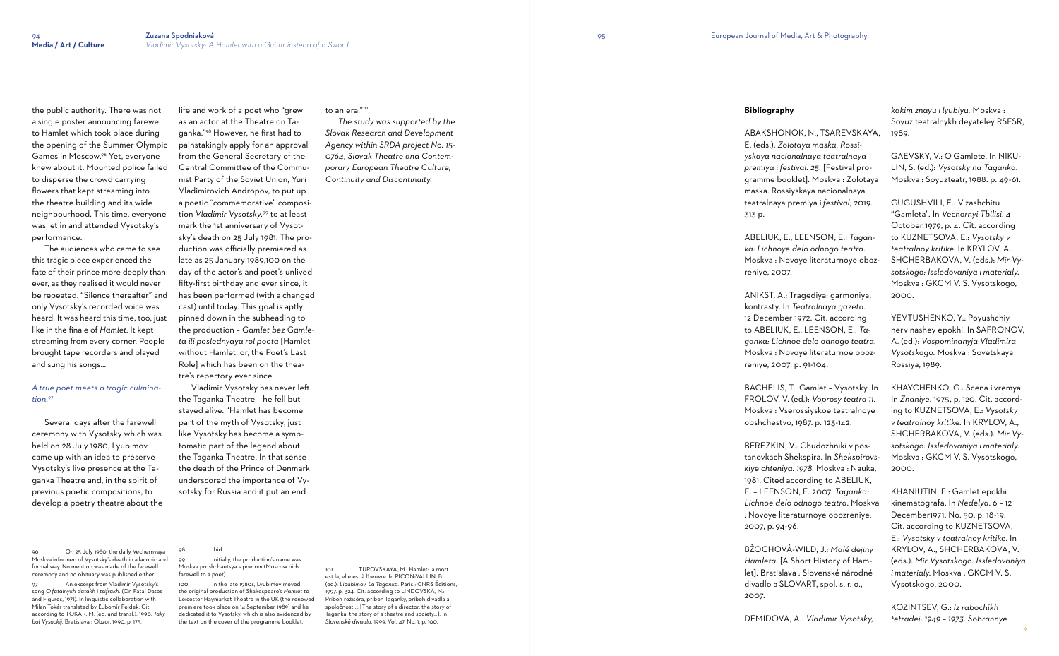the public authority. There was not a single poster announcing farewell to Hamlet which took place during the opening of the Summer Olympic Games in Moscow.[96] Yet, everyone knew about it. Mounted police failed to disperse the crowd carrying flowers that kept streaming into the theatre building and its wide neighbourhood. This time, everyone was let in and attended Vysotsky's performance.

The audiences who came to see this tragic piece experienced the fate of their prince more deeply than ever, as they realised it would never be repeated. "Silence thereafter" and only Vysotsky's recorded voice was heard. It was heard this time, too, just like in the finale of *Hamlet*. It kept streaming from every corner. People brought tape recorders and played and sung his songs…

*A true poet meets a tragic culmination.*[97]

Several days after the farewell ceremony with Vysotsky which was held on 28 July 1980, Lyubimov came up with an idea to preserve Vysotsky's live presence at the Taganka Theatre and, in the spirit of previous poetic compositions, to develop a poetry theatre about the life and work of a poet who "grew as an actor at the Theatre on Taganka."[98] However, he first had to painstakingly apply for an approval from the General Secretary of the Central Committee of the Communist Party of the Soviet Union, Yuri Vladimirovich Andropov, to put up a poetic "commemorative" composition *Vladimir Vysotsky*,[99] to at least mark the 1st anniversary of Vysotsky's death on 25 July 1981. The production was officially premiered as late as 25 January 1989,100 on the day of the actor's and poet's unlived fifty-first birthday and ever since, it has been performed (with a changed cast) until today. This goal is aptly pinned down in the subheading to the production – *Gamlet bez Gamleta ili poslednyaya rol poeta* [Hamlet without Hamlet, or, the Poet's Last Role] which has been on the theatre's repertory ever since.

Vladimir Vysotsky has never left the Taganka Theatre – he fell but stayed alive. "Hamlet has become part of the myth of Vysotsky, just like Vysotsky has become a symptomatic part of the legend about the Taganka Theatre. In that sense the death of the Prince of Denmark underscored the importance of Vysotsky for Russia and it put an end to an era."[101]

*The study was supported by the Slovak Research and Development Agency within SRDA project No. 15-0764, Slovak Theatre and Contemporary European Theatre Culture, Continuity and Discontinuity.*

96 On 25 July 1980, the daily Vechernyaya Moskva informed of Vysotsky's death in a laconic and formal way. No mention was made of the farewell ceremony and no obituary was published either.

97 An excerpt from Vladimir Vysotsky's song *O fatalnykh datakh i tsifrakh*. (On Fatal Dates and Figures, 1971). In linguistic collaboration with Milan Tokár translated by Ľubomír Feldek. Cit. according to TOKÁR, M. (ed. and transl.). 1990. *Taký bol Vysockij*. Bratislava : Obzor, 1990, p. 175.

98 Ibid.

99 Initially, the production's name was Moskva proshchaetsya s poetom (Moscow bids farewell to a poet).

100 In the late 1980s, Lyubimov moved the original production of Shakespeare's *Hamlet* to Leicester Haymarket Theatre in the UK (the renewed premiere took place on 14 September 1989) and he dedicated it to Vysotsky, which is also evidenced by the text on the cover of the programme booklet.

101 TUROVSKAYA, M.: Hamlet: la mort est là, elle est à l'oeuvre. In PICON-VALLIN, B. (ed.): *Lioubimov. La Taganka*. Paris : CNRS Éditions, 1997. p. 324. Cit. according to LINDOVSKÁ, N.: Príbeh režiséra, príbeh Taganky, príbeh divadla a spoločnosti… [The story of a director, the story of Taganka, the story of a theatre and society…]. In *Slovenské divadlo*. 1999, Vol. 47, No. 1, p. 100.

## Bibliography

ABAKSHONOK, N., TSAREVSKAYA, E. (eds.): *Zolotaya maska. Rossiyskaya nacionalnaya teatralnaya premiya i festival. 25*. [Festival programme booklet]. Moskva : Zolotaya maska. Rossiyskaya nacionalnaya teatralnaya premiya i *festival*, 2019. 313 p.

ABELIUK, E., LEENSON, E.: *Taganka: Lichnoye delo odnogo teatra*. Moskva : Novoye literaturnoye obozreniye, 2007.

ANIKST, A.: Tragediya: garmoniya, kontrasty. In *Teatralnaya gazeta*. 12 December 1972. Cit. according to ABELIUK, E., LEENSON, E.: *Taganka: Lichnoe delo odnogo teatra*. Moskva : Novoye literaturnoe obozreniye, 2007, p. 91-104.

BACHELIS, T.: Gamlet – Vysotsky. In FROLOV, V. (ed.): *Voprosy teatra 11*. Moskva : Vserossiyskoe teatralnoye obshchestvo, 1987. p. 123-142.

BEREZKIN, V.: Chudozhniki v postanovkach Shekspira. In *Shekspirovskiye chteniya. 1978*. Moskva : Nauka, 1981. Cited according to ABELIUK, E. – LEENSON, E. 2007. *Taganka: Lichnoe delo odnogo teatra*. Moskva : Novoye literaturnoye obozreniye, 2007, p. 94-96.

BŽOCHOVÁ-WILD, J.: *Malé dejiny Hamleta*. [A Short History of Hamlet]. Bratislava : Slovenské národné divadlo a SLOVART, spol. s. r. o., 2007.

DEMIDOVA, A.: *Vladimir Vysotsky, kakim znayu i lyublyu*. Moskva : Soyuz teatralnykh deyateley RSFSR, 1989.

GAEVSKY, V.: O Gamlete. In NIKULIN, S. (ed.): *Vysotsky na Taganka*. Moskva : Soyuzteatr, 1988. p. 49-61.

GUGUSHVILI, E.: V zashchitu "Gamleta". In *Vechornyi Tbilisi*. 4 October 1979, p. 4. Cit. according to KUZNETSOVA, E.: *Vysotsky v teatralnoy kritike*. In KRYLOV, A., SHCHERBAKOVA, V. (eds.): *Mir Vysotskogo: Issledovaniya i materialy*. Moskva : GKCM V. S. Vysotskogo, 2000.

YEVTUSHENKO, Y.: Poyushchiy nerv nashey epokhi. In SAFRONOV, A. (ed.): *Vospominanyja Vladimira Vysotskogo*. Moskva : Sovetskaya Rossiya, 1989.

KHAYCHENKO, G.: Scena i vremya. In *Znaniye*. 1975, p. 120. Cit. according to KUZNETSOVA, E.: *Vysotsky v teatralnoy kritike*. In KRYLOV, A., SHCHERBAKOVA, V. (eds.): *Mir Vysotskogo: Issledovaniya i materialy*. Moskva : GKCM V. S. Vysotskogo, 2000.

KHANIUTIN, E.: Gamlet epokhi kinematografa. In *Nedelya*. 6 – 12 December1971, No. 50, p. 18-19. Cit. according to KUZNETSOVA, E.: *Vysotsky v teatralnoy kritike*. In KRYLOV, A., SHCHERBAKOVA, V. (eds.): *Mir Vysotskogo: Issledovaniya i materialy*. Moskva : GKCM V. S. Vysotskogo, 2000.

KOZINTSEV, G.: *Iz rabochikh tetradei: 1949 – 1973. Sobrannye*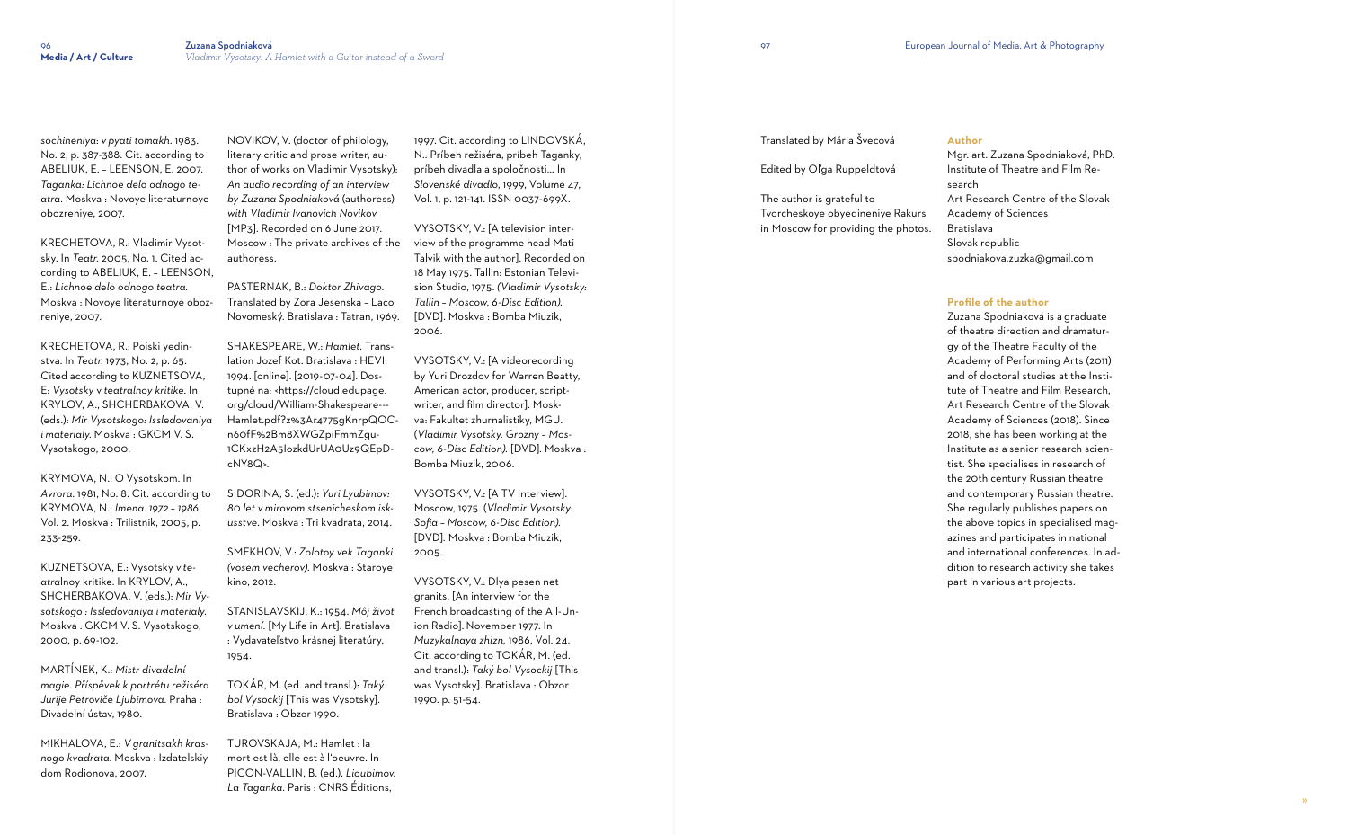*sochineniya: v pyati tomakh*. 1983. No. 2, p. 387-388. Cit. according to ABELIUK, E. – LEENSON, E. 2007. *Taganka: Lichnoe delo odnogo teatra*. Moskva : Novoye literaturnoye obozreniye, 2007.

KRECHETOVA, R.: Vladimir Vysotsky. In *Teatr*. 2005, No. 1. Cited according to ABELIUK, E. – LEENSON, E.: *Lichnoe delo odnogo teatra*. Moskva : Novoye literaturnoye obozreniye, 2007.

KRECHETOVA, R.: Poiski yedinstva. In *Teatr*. 1973, No. 2, p. 65. Cited according to KUZNETSOVA, E: *Vysotsky v teatralnoy kritike*. In KRYLOV, A., SHCHERBAKOVA, V. (eds.): *Mir Vysotskogo: Issledovaniya i materialy*. Moskva : GKCM V. S. Vysotskogo, 2000.

KRYMOVA, N.: O Vysotskom. In *Avrora*. 1981, No. 8. Cit. according to KRYMOVA, N.: *Imena. 1972 – 1986*. Vol. 2. Moskva : Trilistnik, 2005, p. 233-259.

KUZNETSOVA, E.: Vysotsky *v teatral*noy kritike. In KRYLOV, A., SHCHERBAKOVA, V. (eds.): *Mir Vysotskogo : Issledovaniya i materialy*. Moskva : GKCM V. S. Vysotskogo, 2000, p. 69-102.

MARTÍNEK, K.: *Mistr divadelní magie. Příspěvek k portrétu režiséra Jurije Petroviče Ljubimova*. Praha : Divadelní ústav, 1980.

MIKHALOVA, E.: *V granitsakh krasnogo kvadrata*. Moskva : Izdatelskiy dom Rodionova, 2007.

NOVIKOV, V. (doctor of philology, literary critic and prose writer, author of works on Vladimir Vysotsky): *An audio recording of an interview by Zuzana Spodniaková* (authoress) *with Vladimir Ivanovich Novikov* [MP3]. Recorded on 6 June 2017. Moscow : The private archives of the authoress.

PASTERNAK, B.: *Doktor Zhivago*. Translated by Zora Jesenská – Laco Novomeský. Bratislava : Tatran, 1969.

SHAKESPEARE, W.: *Hamlet*. Translation Jozef Kot. Bratislava : HEVI, 1994. [online]. [2019-07-04]. Dostupné na: <https://cloud.edupage.org/cloud/William-Shakespeare---Hamlet.pdf?z%3Ar4775gKnrpQOCn6OfF%2Bm8XWGZpiFmmZgu1CKxzH2A5IozkdUrUAoUz9QEpDcNY8Q>.

SIDORINA, S. (ed.): *Yuri Lyubimov: 80 let v mirovom stsenicheskom iskusstve*. Moskva : Tri kvadrata, 2014.

SMEKHOV, V.: *Zolotoy vek Taganki (vosem vecherov)*. Moskva : Staroye kino, 2012.

STANISLAVSKIJ, K.: 1954. *Môj život v umení*. [My Life in Art]. Bratislava : Vydavateľstvo krásnej literatúry, 1954.

TOKÁR, M. (ed. and transl.): *Taký bol Vysockij* [This was Vysotsky]. Bratislava : Obzor 1990.

TUROVSKAJA, M.: Hamlet : la mort est là, elle est à l'oeuvre. In PICON-VALLIN, B. (ed.). *Lioubimov. La Taganka*. Paris : CNRS Éditions, 1997. Cit. according to LINDOVSKÁ, N.: Príbeh režiséra, príbeh Taganky, príbeh divadla a spoločnosti... In *Slovenské divadlo*, 1999, Volume 47, Vol. 1, p. 121-141. ISSN 0037-699X.

VYSOTSKY, V.: [A television interview of the programme head Mati Talvik with the author]. Recorded on 18 May 1975. Tallin: Estonian Television Studio, 1975. *(Vladimir Vysotsky: Tallin – Moscow, 6-Disc Edition)*. [DVD]. Moskva : Bomba Miuzik, 2006.

VYSOTSKY, V.: [A videorecording by Yuri Drozdov for Warren Beatty, American actor, producer, scriptwriter, and film director]. Moskva: Fakultet zhurnalistiky, MGU. (*Vladimir Vysotsky. Grozny – Moscow, 6-Disc Edition)*. [DVD]. Moskva : Bomba Miuzik, 2006.

VYSOTSKY, V.: [A TV interview]. Moscow, 1975. (*Vladimir Vysotsky: Sofia – Moscow, 6-Disc Edition)*. [DVD]. Moskva : Bomba Miuzik, 2005.

VYSOTSKY, V.: Dlya pesen net granits. [An interview for the French broadcasting of the All-Union Radio]. November 1977. In *Muzykalnaya zhizn*, 1986, Vol. 24. Cit. according to TOKÁR, M. (ed. and transl.): *Taký bol Vysockij* [This was Vysotsky]. Bratislava : Obzor 1990. p. 51-54.

Translated by Mária Švecová

Edited by Oľga Ruppeldtová

The author is grateful to Tvorcheskoye obyedineniye Rakurs in Moscow for providing the photos.

**Author**

Mgr. art. Zuzana Spodniaková, PhD.
Institute of Theatre and Film Research
Art Research Centre of the Slovak Academy of Sciences
Bratislava
Slovak republic
spodniakova.zuzka@gmail.com

**Profile of the author**

Zuzana Spodniaková is a graduate of theatre direction and dramaturgy of the Theatre Faculty of the Academy of Performing Arts (2011) and of doctoral studies at the Institute of Theatre and Film Research, Art Research Centre of the Slovak Academy of Sciences (2018). Since 2018, she has been working at the Institute as a senior research scientist. She specialises in research of the 20th century Russian theatre and contemporary Russian theatre. She regularly publishes papers on the above topics in specialised magazines and participates in national and international conferences. In addition to research activity she takes part in various art projects.